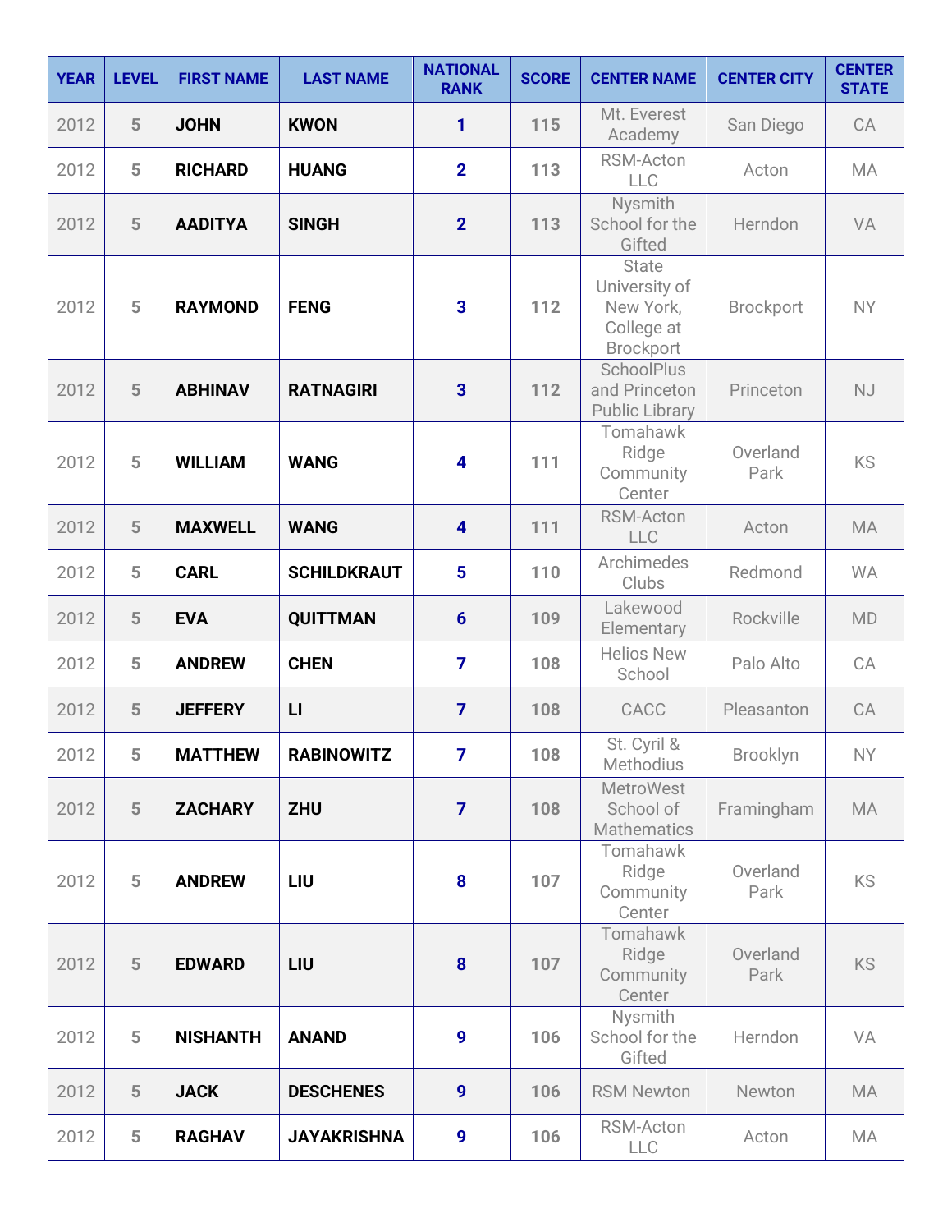| YEAR | LEVEL | FIRST NAME | LAST NAME | NATIONAL RANK | SCORE | CENTER NAME | CENTER CITY | CENTER STATE |
|---|---|---|---|---|---|---|---|---|
| 2012 | 5 | JOHN | KWON | 1 | 115 | Mt. Everest Academy | San Diego | CA |
| 2012 | 5 | RICHARD | HUANG | 2 | 113 | RSM-Acton LLC | Acton | MA |
| 2012 | 5 | AADITYA | SINGH | 2 | 113 | Nysmith School for the Gifted | Herndon | VA |
| 2012 | 5 | RAYMOND | FENG | 3 | 112 | State University of New York, College at Brockport | Brockport | NY |
| 2012 | 5 | ABHINAV | RATNAGIRI | 3 | 112 | SchoolPlus and Princeton Public Library | Princeton | NJ |
| 2012 | 5 | WILLIAM | WANG | 4 | 111 | Tomahawk Ridge Community Center | Overland Park | KS |
| 2012 | 5 | MAXWELL | WANG | 4 | 111 | RSM-Acton LLC | Acton | MA |
| 2012 | 5 | CARL | SCHILDKRAUT | 5 | 110 | Archimedes Clubs | Redmond | WA |
| 2012 | 5 | EVA | QUITTMAN | 6 | 109 | Lakewood Elementary | Rockville | MD |
| 2012 | 5 | ANDREW | CHEN | 7 | 108 | Helios New School | Palo Alto | CA |
| 2012 | 5 | JEFFERY | LI | 7 | 108 | CACC | Pleasanton | CA |
| 2012 | 5 | MATTHEW | RABINOWITZ | 7 | 108 | St. Cyril & Methodius | Brooklyn | NY |
| 2012 | 5 | ZACHARY | ZHU | 7 | 108 | MetroWest School of Mathematics | Framingham | MA |
| 2012 | 5 | ANDREW | LIU | 8 | 107 | Tomahawk Ridge Community Center | Overland Park | KS |
| 2012 | 5 | EDWARD | LIU | 8 | 107 | Tomahawk Ridge Community Center | Overland Park | KS |
| 2012 | 5 | NISHANTH | ANAND | 9 | 106 | Nysmith School for the Gifted | Herndon | VA |
| 2012 | 5 | JACK | DESCHENES | 9 | 106 | RSM Newton | Newton | MA |
| 2012 | 5 | RAGHAV | JAYAKRISHNA | 9 | 106 | RSM-Acton LLC | Acton | MA |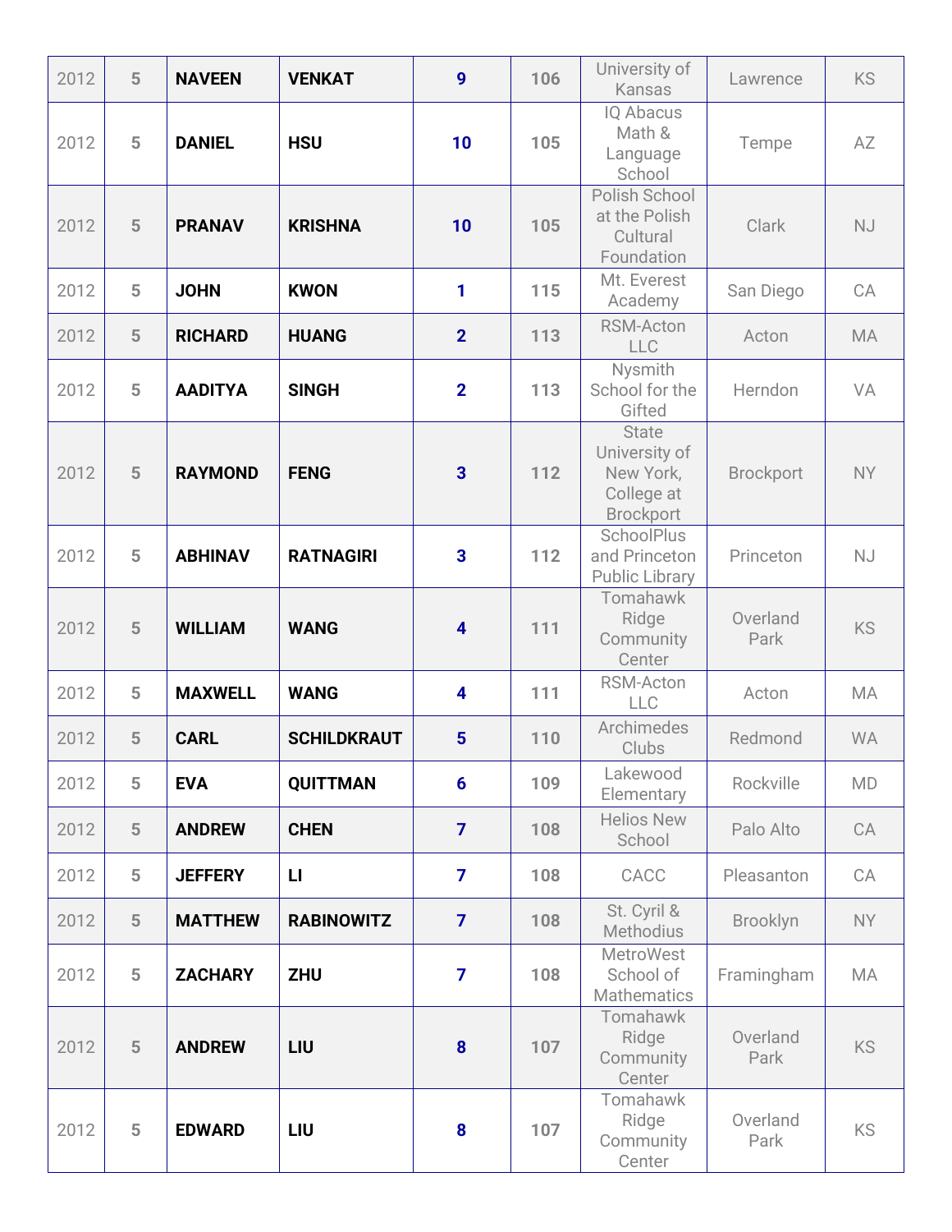| | | | | | | | | |
|---|---|---|---|---|---|---|---|---|
| 2012 | 5 | **NAVEEN** | **VENKAT** | **9** | **106** | University of Kansas | Lawrence | KS |
| 2012 | 5 | **DANIEL** | **HSU** | **10** | **105** | IQ Abacus Math & Language School | Tempe | AZ |
| 2012 | 5 | **PRANAV** | **KRISHNA** | **10** | **105** | Polish School at the Polish Cultural Foundation | Clark | NJ |
| 2012 | 5 | **JOHN** | **KWON** | **1** | **115** | Mt. Everest Academy | San Diego | CA |
| 2012 | 5 | **RICHARD** | **HUANG** | **2** | **113** | RSM-Acton LLC | Acton | MA |
| 2012 | 5 | **AADITYA** | **SINGH** | **2** | **113** | Nysmith School for the Gifted | Herndon | VA |
| 2012 | 5 | **RAYMOND** | **FENG** | **3** | **112** | State University of New York, College at Brockport | Brockport | NY |
| 2012 | 5 | **ABHINAV** | **RATNAGIRI** | **3** | **112** | SchoolPlus and Princeton Public Library | Princeton | NJ |
| 2012 | 5 | **WILLIAM** | **WANG** | **4** | **111** | Tomahawk Ridge Community Center | Overland Park | KS |
| 2012 | 5 | **MAXWELL** | **WANG** | **4** | **111** | RSM-Acton LLC | Acton | MA |
| 2012 | 5 | **CARL** | **SCHILDKRAUT** | **5** | **110** | Archimedes Clubs | Redmond | WA |
| 2012 | 5 | **EVA** | **QUITTMAN** | **6** | **109** | Lakewood Elementary | Rockville | MD |
| 2012 | 5 | **ANDREW** | **CHEN** | **7** | **108** | Helios New School | Palo Alto | CA |
| 2012 | 5 | **JEFFERY** | **LI** | **7** | **108** | CACC | Pleasanton | CA |
| 2012 | 5 | **MATTHEW** | **RABINOWITZ** | **7** | **108** | St. Cyril & Methodius | Brooklyn | NY |
| 2012 | 5 | **ZACHARY** | **ZHU** | **7** | **108** | MetroWest School of Mathematics | Framingham | MA |
| 2012 | 5 | **ANDREW** | **LIU** | **8** | **107** | Tomahawk Ridge Community Center | Overland Park | KS |
| 2012 | 5 | **EDWARD** | **LIU** | **8** | **107** | Tomahawk Ridge Community Center | Overland Park | KS |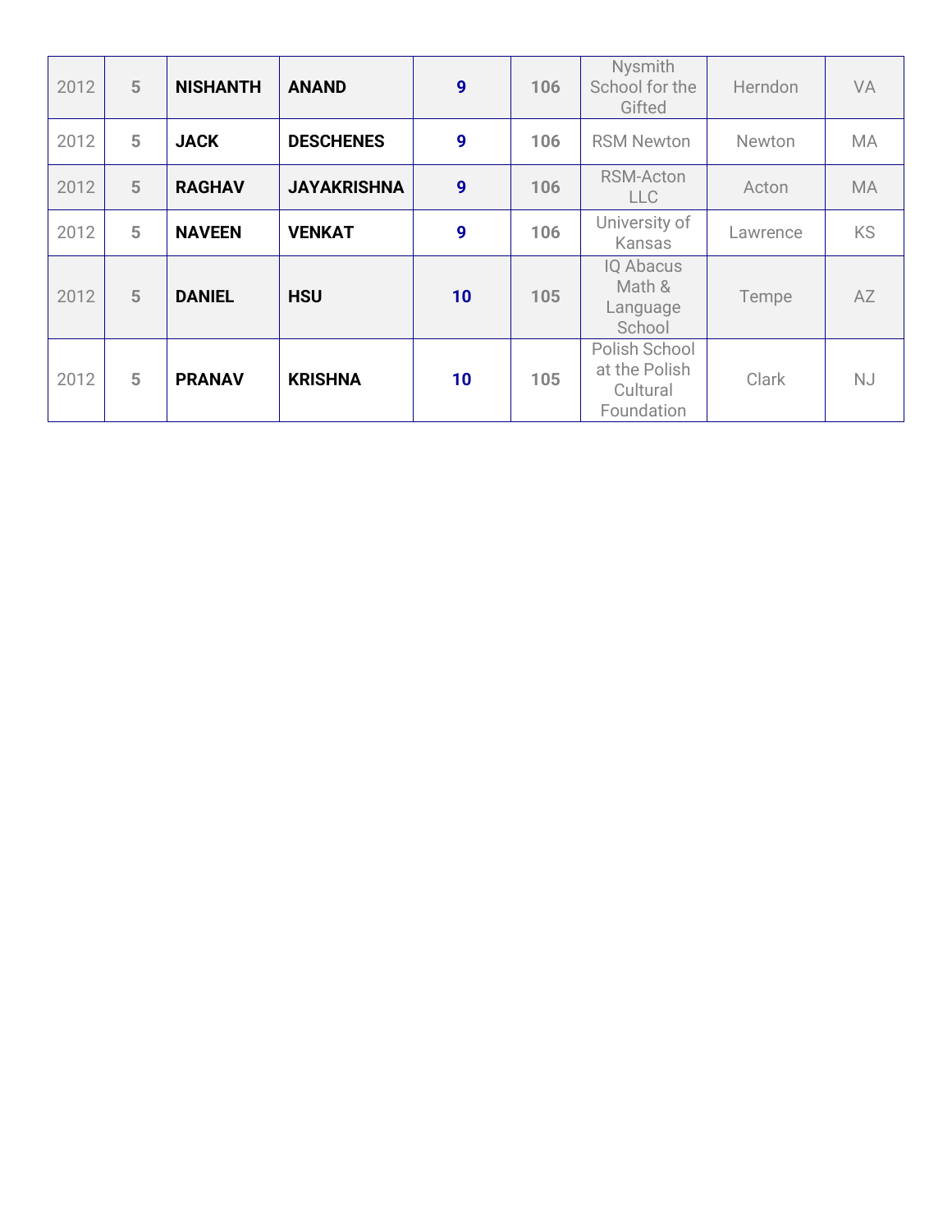| | | | | | | | | |
|---|---|---|---|---|---|---|---|---|
| 2012 | 5 | **NISHANTH** | **ANAND** | **9** | **106** | Nysmith School for the Gifted | Herndon | VA |
| 2012 | 5 | **JACK** | **DESCHENES** | **9** | **106** | RSM Newton | Newton | MA |
| 2012 | 5 | **RAGHAV** | **JAYAKRISHNA** | **9** | **106** | RSM-Acton LLC | Acton | MA |
| 2012 | 5 | **NAVEEN** | **VENKAT** | **9** | **106** | University of Kansas | Lawrence | KS |
| 2012 | 5 | **DANIEL** | **HSU** | **10** | **105** | IQ Abacus Math & Language School | Tempe | AZ |
| 2012 | 5 | **PRANAV** | **KRISHNA** | **10** | **105** | Polish School at the Polish Cultural Foundation | Clark | NJ |